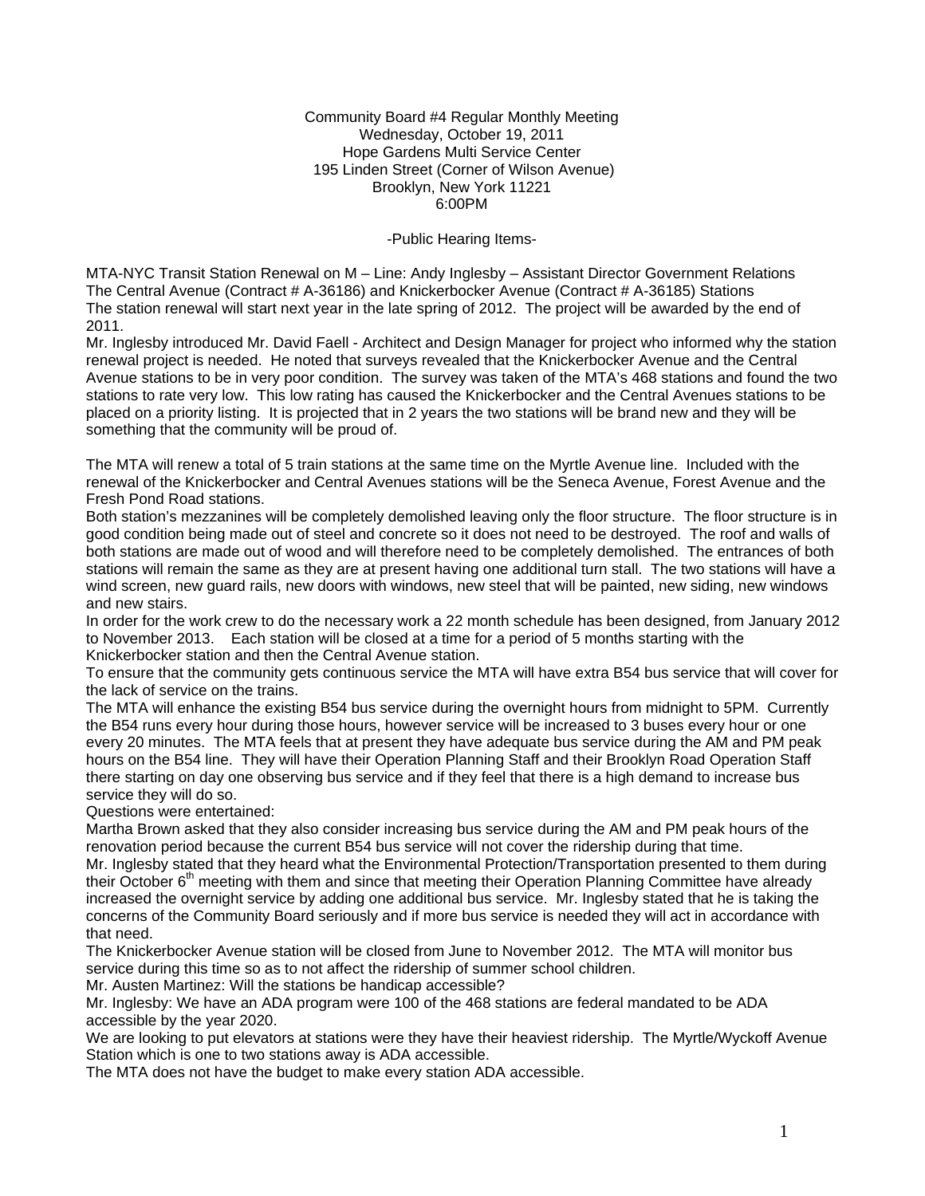Community Board #4 Regular Monthly Meeting
Wednesday, October 19, 2011
Hope Gardens Multi Service Center
195 Linden Street (Corner of Wilson Avenue)
Brooklyn, New York 11221
6:00PM

-Public Hearing Items-

MTA-NYC Transit Station Renewal on M – Line: Andy Inglesby – Assistant Director Government Relations
The Central Avenue (Contract # A-36186) and Knickerbocker Avenue (Contract # A-36185) Stations
The station renewal will start next year in the late spring of 2012. The project will be awarded by the end of 2011.
Mr. Inglesby introduced Mr. David Faell - Architect and Design Manager for project who informed why the station renewal project is needed. He noted that surveys revealed that the Knickerbocker Avenue and the Central Avenue stations to be in very poor condition. The survey was taken of the MTA's 468 stations and found the two stations to rate very low. This low rating has caused the Knickerbocker and the Central Avenues stations to be placed on a priority listing. It is projected that in 2 years the two stations will be brand new and they will be something that the community will be proud of.

The MTA will renew a total of 5 train stations at the same time on the Myrtle Avenue line. Included with the renewal of the Knickerbocker and Central Avenues stations will be the Seneca Avenue, Forest Avenue and the Fresh Pond Road stations.
Both station's mezzanines will be completely demolished leaving only the floor structure. The floor structure is in good condition being made out of steel and concrete so it does not need to be destroyed. The roof and walls of both stations are made out of wood and will therefore need to be completely demolished. The entrances of both stations will remain the same as they are at present having one additional turn stall. The two stations will have a wind screen, new guard rails, new doors with windows, new steel that will be painted, new siding, new windows and new stairs.
In order for the work crew to do the necessary work a 22 month schedule has been designed, from January 2012 to November 2013. Each station will be closed at a time for a period of 5 months starting with the Knickerbocker station and then the Central Avenue station.
To ensure that the community gets continuous service the MTA will have extra B54 bus service that will cover for the lack of service on the trains.
The MTA will enhance the existing B54 bus service during the overnight hours from midnight to 5PM. Currently the B54 runs every hour during those hours, however service will be increased to 3 buses every hour or one every 20 minutes. The MTA feels that at present they have adequate bus service during the AM and PM peak hours on the B54 line. They will have their Operation Planning Staff and their Brooklyn Road Operation Staff there starting on day one observing bus service and if they feel that there is a high demand to increase bus service they will do so.
Questions were entertained:
Martha Brown asked that they also consider increasing bus service during the AM and PM peak hours of the renovation period because the current B54 bus service will not cover the ridership during that time.
Mr. Inglesby stated that they heard what the Environmental Protection/Transportation presented to them during their October 6th meeting with them and since that meeting their Operation Planning Committee have already increased the overnight service by adding one additional bus service. Mr. Inglesby stated that he is taking the concerns of the Community Board seriously and if more bus service is needed they will act in accordance with that need.
The Knickerbocker Avenue station will be closed from June to November 2012. The MTA will monitor bus service during this time so as to not affect the ridership of summer school children.
Mr. Austen Martinez: Will the stations be handicap accessible?
Mr. Inglesby: We have an ADA program were 100 of the 468 stations are federal mandated to be ADA accessible by the year 2020.
We are looking to put elevators at stations were they have their heaviest ridership. The Myrtle/Wyckoff Avenue Station which is one to two stations away is ADA accessible.
The MTA does not have the budget to make every station ADA accessible.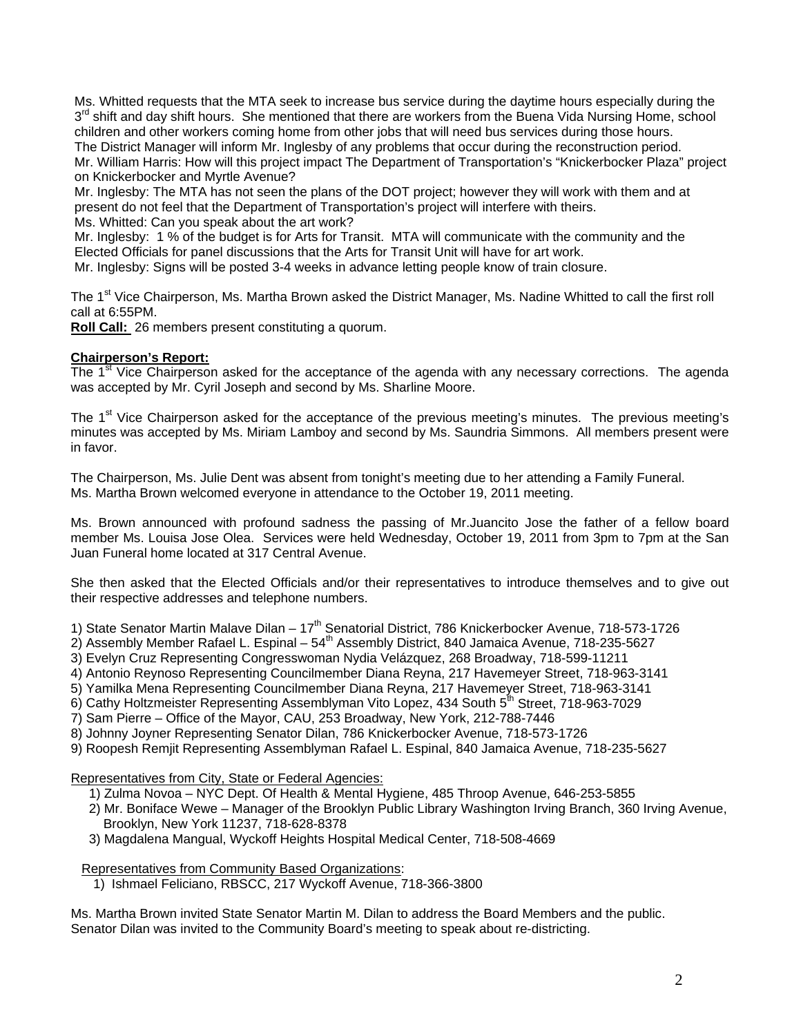Ms. Whitted requests that the MTA seek to increase bus service during the daytime hours especially during the 3rd shift and day shift hours. She mentioned that there are workers from the Buena Vida Nursing Home, school children and other workers coming home from other jobs that will need bus services during those hours.
The District Manager will inform Mr. Inglesby of any problems that occur during the reconstruction period.
Mr. William Harris: How will this project impact The Department of Transportation's "Knickerbocker Plaza" project on Knickerbocker and Myrtle Avenue?
Mr. Inglesby: The MTA has not seen the plans of the DOT project; however they will work with them and at present do not feel that the Department of Transportation's project will interfere with theirs.
Ms. Whitted: Can you speak about the art work?
Mr. Inglesby: 1 % of the budget is for Arts for Transit. MTA will communicate with the community and the Elected Officials for panel discussions that the Arts for Transit Unit will have for art work.
Mr. Inglesby: Signs will be posted 3-4 weeks in advance letting people know of train closure.

The 1st Vice Chairperson, Ms. Martha Brown asked the District Manager, Ms. Nadine Whitted to call the first roll call at 6:55PM.

**Roll Call:** 26 members present constituting a quorum.

**Chairperson's Report:**

The 1st Vice Chairperson asked for the acceptance of the agenda with any necessary corrections. The agenda was accepted by Mr. Cyril Joseph and second by Ms. Sharline Moore.

The 1st Vice Chairperson asked for the acceptance of the previous meeting's minutes. The previous meeting's minutes was accepted by Ms. Miriam Lamboy and second by Ms. Saundria Simmons. All members present were in favor.

The Chairperson, Ms. Julie Dent was absent from tonight's meeting due to her attending a Family Funeral.
Ms. Martha Brown welcomed everyone in attendance to the October 19, 2011 meeting.

Ms. Brown announced with profound sadness the passing of Mr.Juancito Jose the father of a fellow board member Ms. Louisa Jose Olea. Services were held Wednesday, October 19, 2011 from 3pm to 7pm at the San Juan Funeral home located at 317 Central Avenue.

She then asked that the Elected Officials and/or their representatives to introduce themselves and to give out their respective addresses and telephone numbers.

1) State Senator Martin Malave Dilan – 17th Senatorial District, 786 Knickerbocker Avenue, 718-573-1726
2) Assembly Member Rafael L. Espinal – 54th Assembly District, 840 Jamaica Avenue, 718-235-5627
3) Evelyn Cruz Representing Congresswoman Nydia Velázquez, 268 Broadway, 718-599-11211
4) Antonio Reynoso Representing Councilmember Diana Reyna, 217 Havemeyer Street, 718-963-3141
5) Yamilka Mena Representing Councilmember Diana Reyna, 217 Havemeyer Street, 718-963-3141
6) Cathy Holtzmeister Representing Assemblyman Vito Lopez, 434 South 5th Street, 718-963-7029
7) Sam Pierre – Office of the Mayor, CAU, 253 Broadway, New York, 212-788-7446
8) Johnny Joyner Representing Senator Dilan, 786 Knickerbocker Avenue, 718-573-1726
9) Roopesh Remjit Representing Assemblyman Rafael L. Espinal, 840 Jamaica Avenue, 718-235-5627

Representatives from City, State or Federal Agencies:

1) Zulma Novoa – NYC Dept. Of Health & Mental Hygiene, 485 Throop Avenue, 646-253-5855
2) Mr. Boniface Wewe – Manager of the Brooklyn Public Library Washington Irving Branch, 360 Irving Avenue, Brooklyn, New York 11237, 718-628-8378
3) Magdalena Mangual, Wyckoff Heights Hospital Medical Center, 718-508-4669

Representatives from Community Based Organizations:

1) Ishmael Feliciano, RBSCC, 217 Wyckoff Avenue, 718-366-3800

Ms. Martha Brown invited State Senator Martin M. Dilan to address the Board Members and the public.
Senator Dilan was invited to the Community Board's meeting to speak about re-districting.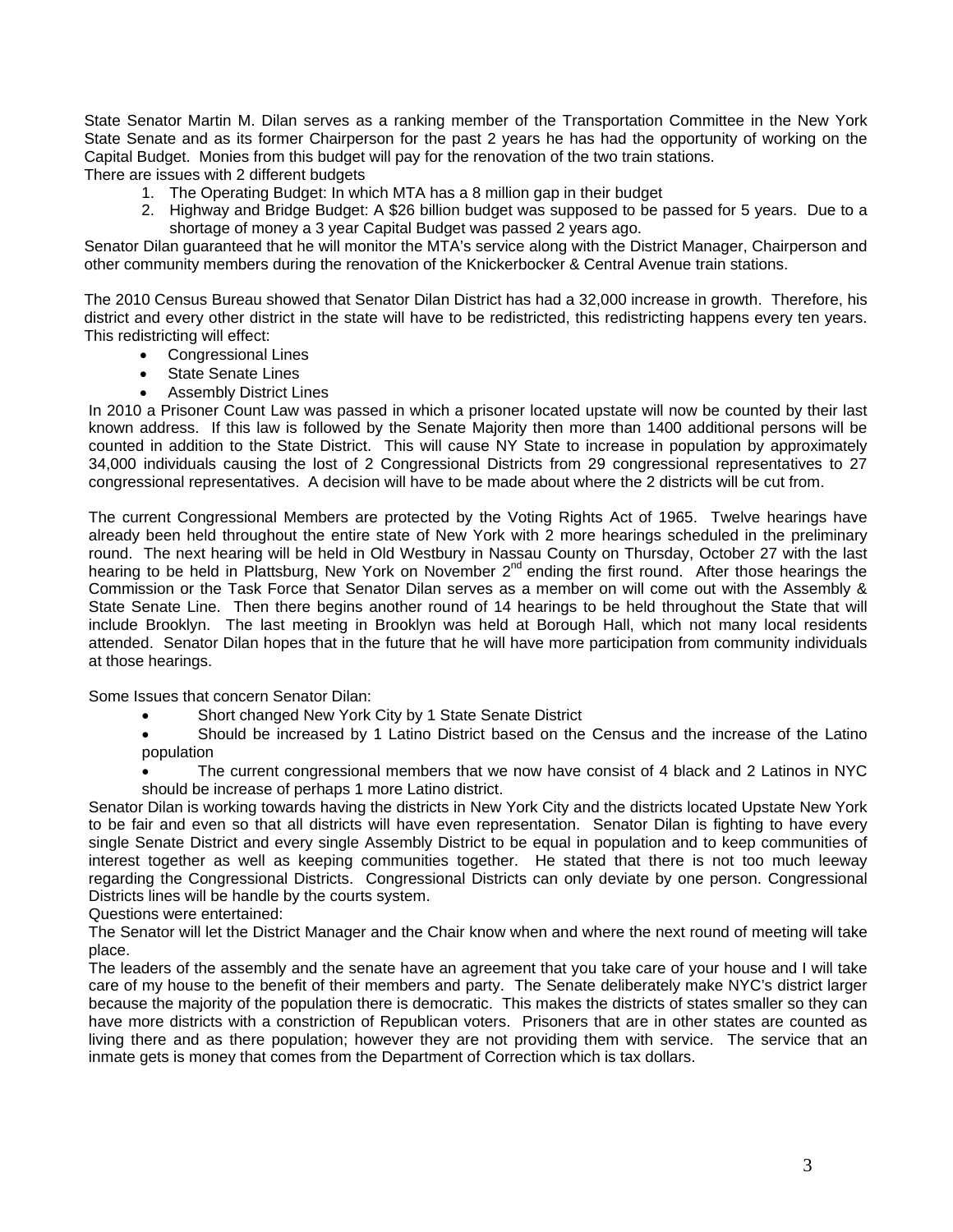State Senator Martin M. Dilan serves as a ranking member of the Transportation Committee in the New York State Senate and as its former Chairperson for the past 2 years he has had the opportunity of working on the Capital Budget. Monies from this budget will pay for the renovation of the two train stations.
There are issues with 2 different budgets

1. The Operating Budget: In which MTA has a 8 million gap in their budget
2. Highway and Bridge Budget: A $26 billion budget was supposed to be passed for 5 years. Due to a shortage of money a 3 year Capital Budget was passed 2 years ago.

Senator Dilan guaranteed that he will monitor the MTA's service along with the District Manager, Chairperson and other community members during the renovation of the Knickerbocker & Central Avenue train stations.

The 2010 Census Bureau showed that Senator Dilan District has had a 32,000 increase in growth. Therefore, his district and every other district in the state will have to be redistricted, this redistricting happens every ten years. This redistricting will effect:

- Congressional Lines
- State Senate Lines
- Assembly District Lines

In 2010 a Prisoner Count Law was passed in which a prisoner located upstate will now be counted by their last known address. If this law is followed by the Senate Majority then more than 1400 additional persons will be counted in addition to the State District. This will cause NY State to increase in population by approximately 34,000 individuals causing the lost of 2 Congressional Districts from 29 congressional representatives to 27 congressional representatives. A decision will have to be made about where the 2 districts will be cut from.

The current Congressional Members are protected by the Voting Rights Act of 1965. Twelve hearings have already been held throughout the entire state of New York with 2 more hearings scheduled in the preliminary round. The next hearing will be held in Old Westbury in Nassau County on Thursday, October 27 with the last hearing to be held in Plattsburg, New York on November 2nd ending the first round. After those hearings the Commission or the Task Force that Senator Dilan serves as a member on will come out with the Assembly & State Senate Line. Then there begins another round of 14 hearings to be held throughout the State that will include Brooklyn. The last meeting in Brooklyn was held at Borough Hall, which not many local residents attended. Senator Dilan hopes that in the future that he will have more participation from community individuals at those hearings.

Some Issues that concern Senator Dilan:

- Short changed New York City by 1 State Senate District
- Should be increased by 1 Latino District based on the Census and the increase of the Latino population
- The current congressional members that we now have consist of 4 black and 2 Latinos in NYC should be increase of perhaps 1 more Latino district.

Senator Dilan is working towards having the districts in New York City and the districts located Upstate New York to be fair and even so that all districts will have even representation. Senator Dilan is fighting to have every single Senate District and every single Assembly District to be equal in population and to keep communities of interest together as well as keeping communities together. He stated that there is not too much leeway regarding the Congressional Districts. Congressional Districts can only deviate by one person. Congressional Districts lines will be handle by the courts system.
Questions were entertained:
The Senator will let the District Manager and the Chair know when and where the next round of meeting will take place.
The leaders of the assembly and the senate have an agreement that you take care of your house and I will take care of my house to the benefit of their members and party. The Senate deliberately make NYC's district larger because the majority of the population there is democratic. This makes the districts of states smaller so they can have more districts with a constriction of Republican voters. Prisoners that are in other states are counted as living there and as there population; however they are not providing them with service. The service that an inmate gets is money that comes from the Department of Correction which is tax dollars.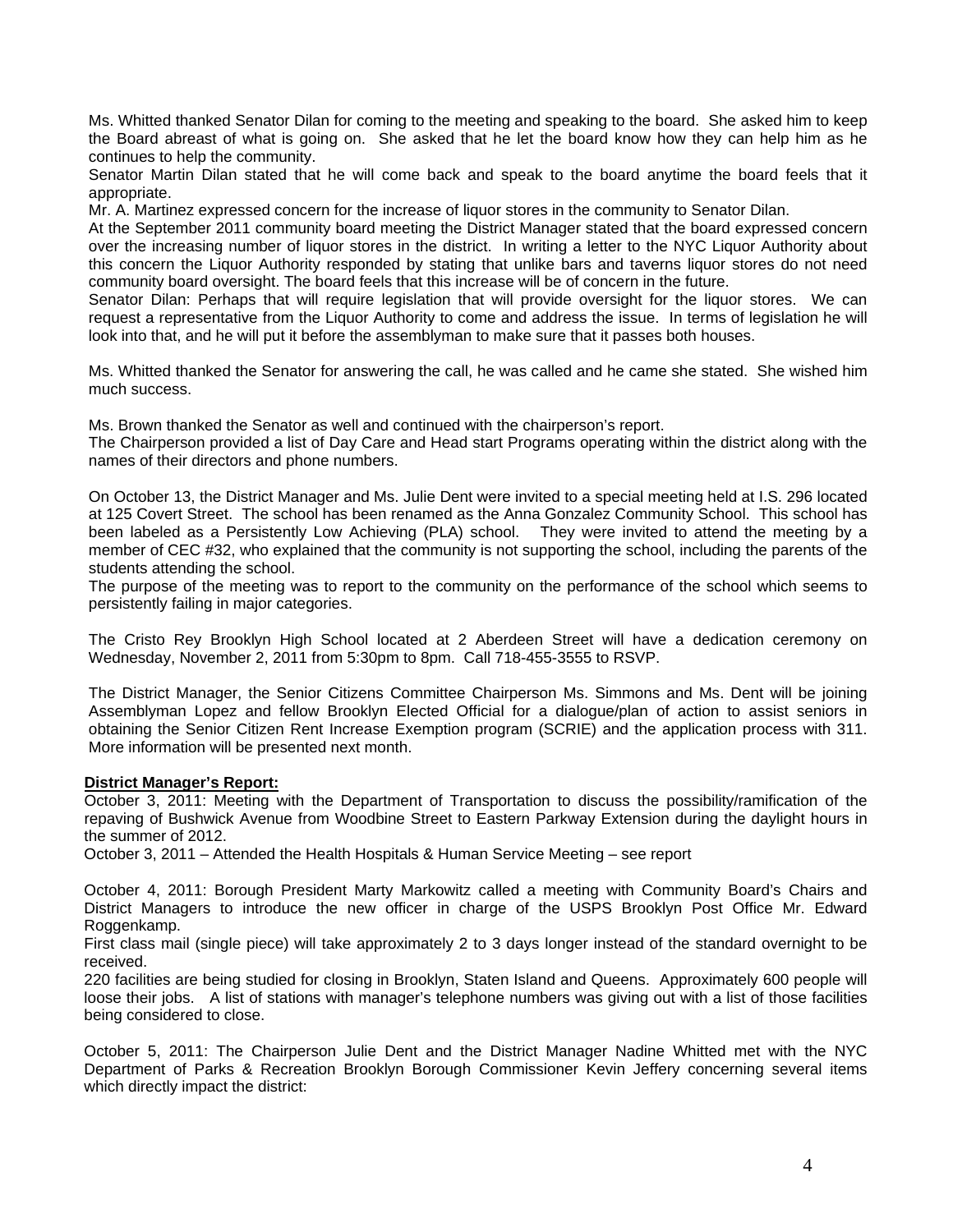Ms. Whitted thanked Senator Dilan for coming to the meeting and speaking to the board. She asked him to keep the Board abreast of what is going on. She asked that he let the board know how they can help him as he continues to help the community.

Senator Martin Dilan stated that he will come back and speak to the board anytime the board feels that it appropriate.

Mr. A. Martinez expressed concern for the increase of liquor stores in the community to Senator Dilan.

At the September 2011 community board meeting the District Manager stated that the board expressed concern over the increasing number of liquor stores in the district. In writing a letter to the NYC Liquor Authority about this concern the Liquor Authority responded by stating that unlike bars and taverns liquor stores do not need community board oversight. The board feels that this increase will be of concern in the future.

Senator Dilan: Perhaps that will require legislation that will provide oversight for the liquor stores. We can request a representative from the Liquor Authority to come and address the issue. In terms of legislation he will look into that, and he will put it before the assemblyman to make sure that it passes both houses.

Ms. Whitted thanked the Senator for answering the call, he was called and he came she stated. She wished him much success.

Ms. Brown thanked the Senator as well and continued with the chairperson's report.

The Chairperson provided a list of Day Care and Head start Programs operating within the district along with the names of their directors and phone numbers.

On October 13, the District Manager and Ms. Julie Dent were invited to a special meeting held at I.S. 296 located at 125 Covert Street. The school has been renamed as the Anna Gonzalez Community School. This school has been labeled as a Persistently Low Achieving (PLA) school. They were invited to attend the meeting by a member of CEC #32, who explained that the community is not supporting the school, including the parents of the students attending the school.

The purpose of the meeting was to report to the community on the performance of the school which seems to persistently failing in major categories.

The Cristo Rey Brooklyn High School located at 2 Aberdeen Street will have a dedication ceremony on Wednesday, November 2, 2011 from 5:30pm to 8pm. Call 718-455-3555 to RSVP.

The District Manager, the Senior Citizens Committee Chairperson Ms. Simmons and Ms. Dent will be joining Assemblyman Lopez and fellow Brooklyn Elected Official for a dialogue/plan of action to assist seniors in obtaining the Senior Citizen Rent Increase Exemption program (SCRIE) and the application process with 311. More information will be presented next month.

**District Manager's Report:**

October 3, 2011: Meeting with the Department of Transportation to discuss the possibility/ramification of the repaving of Bushwick Avenue from Woodbine Street to Eastern Parkway Extension during the daylight hours in the summer of 2012.

October 3, 2011 – Attended the Health Hospitals & Human Service Meeting – see report

October 4, 2011: Borough President Marty Markowitz called a meeting with Community Board's Chairs and District Managers to introduce the new officer in charge of the USPS Brooklyn Post Office Mr. Edward Roggenkamp.

First class mail (single piece) will take approximately 2 to 3 days longer instead of the standard overnight to be received.

220 facilities are being studied for closing in Brooklyn, Staten Island and Queens. Approximately 600 people will loose their jobs. A list of stations with manager's telephone numbers was giving out with a list of those facilities being considered to close.

October 5, 2011: The Chairperson Julie Dent and the District Manager Nadine Whitted met with the NYC Department of Parks & Recreation Brooklyn Borough Commissioner Kevin Jeffery concerning several items which directly impact the district: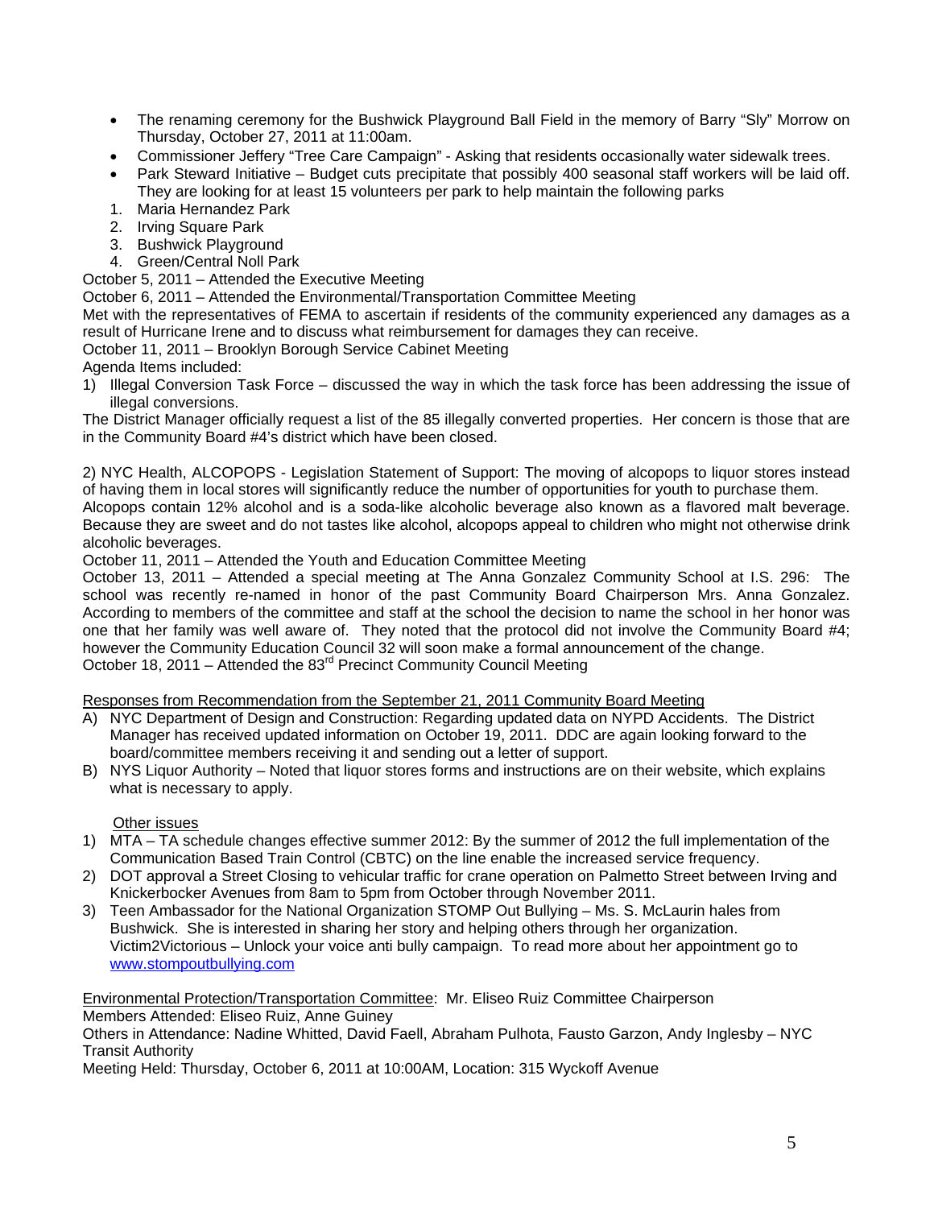- The renaming ceremony for the Bushwick Playground Ball Field in the memory of Barry "Sly" Morrow on Thursday, October 27, 2011 at 11:00am.
- Commissioner Jeffery "Tree Care Campaign" - Asking that residents occasionally water sidewalk trees.
- Park Steward Initiative – Budget cuts precipitate that possibly 400 seasonal staff workers will be laid off. They are looking for at least 15 volunteers per park to help maintain the following parks

1. Maria Hernandez Park
2. Irving Square Park
3. Bushwick Playground
4. Green/Central Noll Park

October 5, 2011 – Attended the Executive Meeting
October 6, 2011 – Attended the Environmental/Transportation Committee Meeting
Met with the representatives of FEMA to ascertain if residents of the community experienced any damages as a result of Hurricane Irene and to discuss what reimbursement for damages they can receive.
October 11, 2011 – Brooklyn Borough Service Cabinet Meeting
Agenda Items included:

1) Illegal Conversion Task Force – discussed the way in which the task force has been addressing the issue of illegal conversions.

The District Manager officially request a list of the 85 illegally converted properties. Her concern is those that are in the Community Board #4's district which have been closed.

2) NYC Health, ALCOPOPS - Legislation Statement of Support: The moving of alcopops to liquor stores instead of having them in local stores will significantly reduce the number of opportunities for youth to purchase them. Alcopops contain 12% alcohol and is a soda-like alcoholic beverage also known as a flavored malt beverage. Because they are sweet and do not tastes like alcohol, alcopops appeal to children who might not otherwise drink alcoholic beverages.
October 11, 2011 – Attended the Youth and Education Committee Meeting
October 13, 2011 – Attended a special meeting at The Anna Gonzalez Community School at I.S. 296: The school was recently re-named in honor of the past Community Board Chairperson Mrs. Anna Gonzalez. According to members of the committee and staff at the school the decision to name the school in her honor was one that her family was well aware of. They noted that the protocol did not involve the Community Board #4; however the Community Education Council 32 will soon make a formal announcement of the change.
October 18, 2011 – Attended the 83rd Precinct Community Council Meeting

<u>Responses from Recommendation from the September 21, 2011 Community Board Meeting</u>

A) NYC Department of Design and Construction: Regarding updated data on NYPD Accidents. The District Manager has received updated information on October 19, 2011. DDC are again looking forward to the board/committee members receiving it and sending out a letter of support.
B) NYS Liquor Authority – Noted that liquor stores forms and instructions are on their website, which explains what is necessary to apply.

<u>Other issues</u>

1) MTA – TA schedule changes effective summer 2012: By the summer of 2012 the full implementation of the Communication Based Train Control (CBTC) on the line enable the increased service frequency.
2) DOT approval a Street Closing to vehicular traffic for crane operation on Palmetto Street between Irving and Knickerbocker Avenues from 8am to 5pm from October through November 2011.
3) Teen Ambassador for the National Organization STOMP Out Bullying – Ms. S. McLaurin hales from Bushwick. She is interested in sharing her story and helping others through her organization. Victim2Victorious – Unlock your voice anti bully campaign. To read more about her appointment go to www.stompoutbullying.com

<u>Environmental Protection/Transportation Committee</u>: Mr. Eliseo Ruiz Committee Chairperson
Members Attended: Eliseo Ruiz, Anne Guiney
Others in Attendance: Nadine Whitted, David Faell, Abraham Pulhota, Fausto Garzon, Andy Inglesby – NYC Transit Authority
Meeting Held: Thursday, October 6, 2011 at 10:00AM, Location: 315 Wyckoff Avenue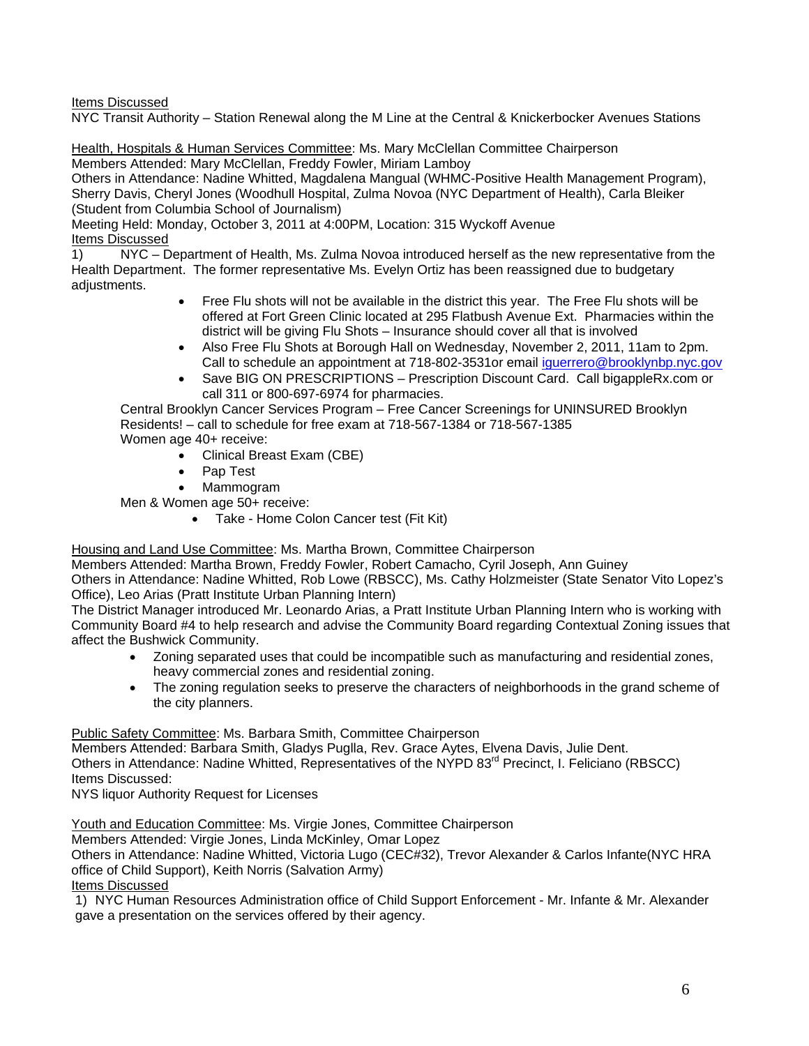Items Discussed

NYC Transit Authority – Station Renewal along the M Line at the Central & Knickerbocker Avenues Stations

Health, Hospitals & Human Services Committee: Ms. Mary McClellan Committee Chairperson

Members Attended: Mary McClellan, Freddy Fowler, Miriam Lamboy

Others in Attendance: Nadine Whitted, Magdalena Mangual (WHMC-Positive Health Management Program), Sherry Davis, Cheryl Jones (Woodhull Hospital, Zulma Novoa (NYC Department of Health), Carla Bleiker (Student from Columbia School of Journalism)

Meeting Held: Monday, October 3, 2011 at 4:00PM, Location: 315 Wyckoff Avenue

Items Discussed

1) NYC – Department of Health, Ms. Zulma Novoa introduced herself as the new representative from the Health Department. The former representative Ms. Evelyn Ortiz has been reassigned due to budgetary adjustments.

- Free Flu shots will not be available in the district this year. The Free Flu shots will be offered at Fort Green Clinic located at 295 Flatbush Avenue Ext. Pharmacies within the district will be giving Flu Shots – Insurance should cover all that is involved
- Also Free Flu Shots at Borough Hall on Wednesday, November 2, 2011, 11am to 2pm. Call to schedule an appointment at 718-802-3531or email iguerrero@brooklynbp.nyc.gov
- Save BIG ON PRESCRIPTIONS – Prescription Discount Card. Call bigappleRx.com or call 311 or 800-697-6974 for pharmacies.

Central Brooklyn Cancer Services Program – Free Cancer Screenings for UNINSURED Brooklyn Residents! – call to schedule for free exam at 718-567-1384 or 718-567-1385

Women age 40+ receive:

- Clinical Breast Exam (CBE)
- Pap Test
- Mammogram

Men & Women age 50+ receive:

- Take - Home Colon Cancer test (Fit Kit)

Housing and Land Use Committee: Ms. Martha Brown, Committee Chairperson

Members Attended: Martha Brown, Freddy Fowler, Robert Camacho, Cyril Joseph, Ann Guiney

Others in Attendance: Nadine Whitted, Rob Lowe (RBSCC), Ms. Cathy Holzmeister (State Senator Vito Lopez's Office), Leo Arias (Pratt Institute Urban Planning Intern)

The District Manager introduced Mr. Leonardo Arias, a Pratt Institute Urban Planning Intern who is working with Community Board #4 to help research and advise the Community Board regarding Contextual Zoning issues that affect the Bushwick Community.

- Zoning separated uses that could be incompatible such as manufacturing and residential zones, heavy commercial zones and residential zoning.
- The zoning regulation seeks to preserve the characters of neighborhoods in the grand scheme of the city planners.

Public Safety Committee: Ms. Barbara Smith, Committee Chairperson

Members Attended: Barbara Smith, Gladys Puglla, Rev. Grace Aytes, Elvena Davis, Julie Dent.

Others in Attendance: Nadine Whitted, Representatives of the NYPD 83rd Precinct, I. Feliciano (RBSCC)

Items Discussed:

NYS liquor Authority Request for Licenses

Youth and Education Committee: Ms. Virgie Jones, Committee Chairperson

Members Attended: Virgie Jones, Linda McKinley, Omar Lopez

Others in Attendance: Nadine Whitted, Victoria Lugo (CEC#32), Trevor Alexander & Carlos Infante(NYC HRA office of Child Support), Keith Norris (Salvation Army)

Items Discussed

1) NYC Human Resources Administration office of Child Support Enforcement - Mr. Infante & Mr. Alexander gave a presentation on the services offered by their agency.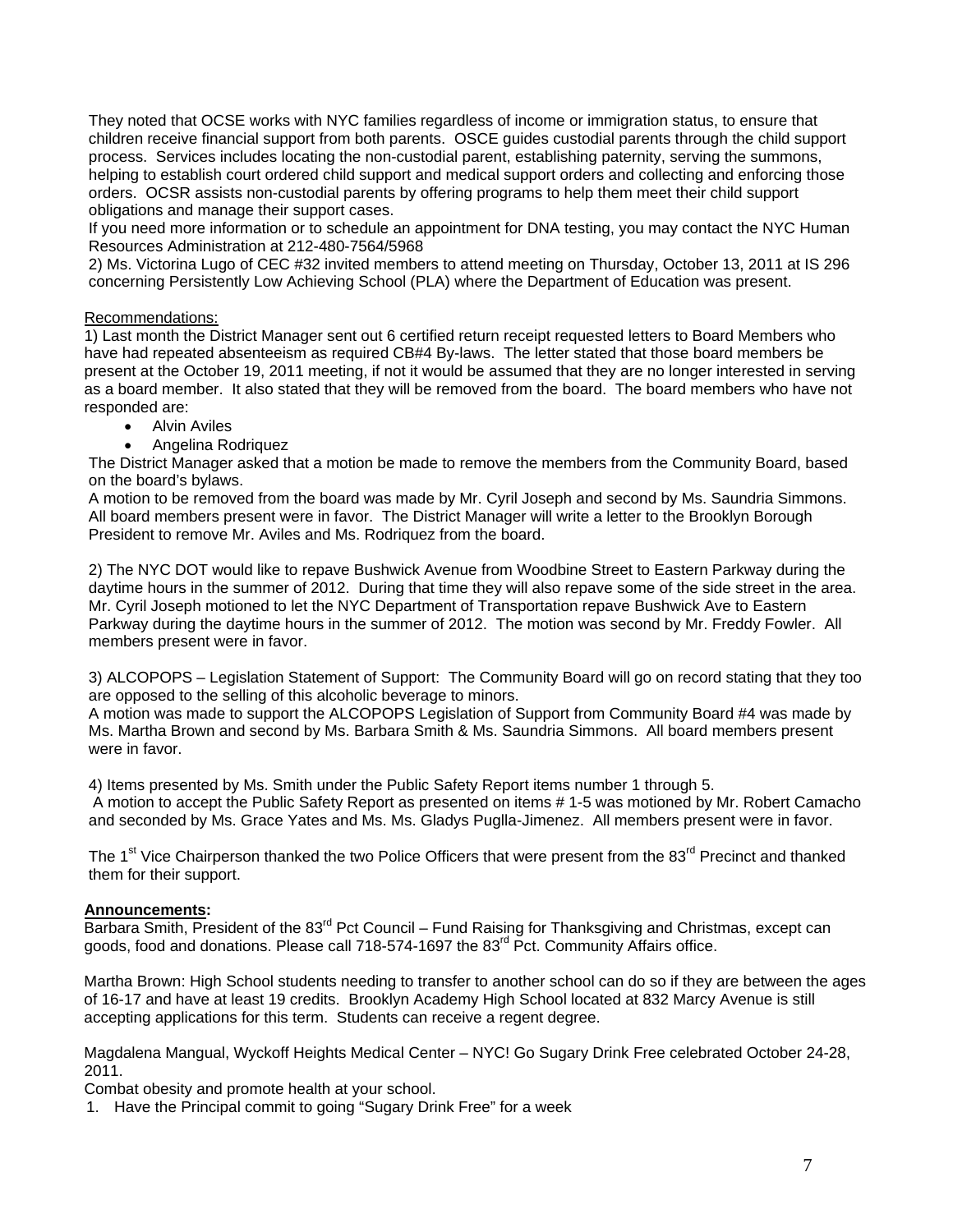They noted that OCSE works with NYC families regardless of income or immigration status, to ensure that children receive financial support from both parents. OSCE guides custodial parents through the child support process. Services includes locating the non-custodial parent, establishing paternity, serving the summons, helping to establish court ordered child support and medical support orders and collecting and enforcing those orders. OCSR assists non-custodial parents by offering programs to help them meet their child support obligations and manage their support cases.

If you need more information or to schedule an appointment for DNA testing, you may contact the NYC Human Resources Administration at 212-480-7564/5968

2) Ms. Victorina Lugo of CEC #32 invited members to attend meeting on Thursday, October 13, 2011 at IS 296 concerning Persistently Low Achieving School (PLA) where the Department of Education was present.

Recommendations:

1) Last month the District Manager sent out 6 certified return receipt requested letters to Board Members who have had repeated absenteeism as required CB#4 By-laws. The letter stated that those board members be present at the October 19, 2011 meeting, if not it would be assumed that they are no longer interested in serving as a board member. It also stated that they will be removed from the board. The board members who have not responded are:

- Alvin Aviles
- Angelina Rodriquez

The District Manager asked that a motion be made to remove the members from the Community Board, based on the board's bylaws.

A motion to be removed from the board was made by Mr. Cyril Joseph and second by Ms. Saundria Simmons. All board members present were in favor. The District Manager will write a letter to the Brooklyn Borough President to remove Mr. Aviles and Ms. Rodriquez from the board.

2) The NYC DOT would like to repave Bushwick Avenue from Woodbine Street to Eastern Parkway during the daytime hours in the summer of 2012. During that time they will also repave some of the side street in the area. Mr. Cyril Joseph motioned to let the NYC Department of Transportation repave Bushwick Ave to Eastern Parkway during the daytime hours in the summer of 2012. The motion was second by Mr. Freddy Fowler. All members present were in favor.

3) ALCOPOPS – Legislation Statement of Support: The Community Board will go on record stating that they too are opposed to the selling of this alcoholic beverage to minors.

A motion was made to support the ALCOPOPS Legislation of Support from Community Board #4 was made by Ms. Martha Brown and second by Ms. Barbara Smith & Ms. Saundria Simmons. All board members present were in favor.

4) Items presented by Ms. Smith under the Public Safety Report items number 1 through 5.

A motion to accept the Public Safety Report as presented on items # 1-5 was motioned by Mr. Robert Camacho and seconded by Ms. Grace Yates and Ms. Ms. Gladys Puglla-Jimenez. All members present were in favor.

The 1st Vice Chairperson thanked the two Police Officers that were present from the 83rd Precinct and thanked them for their support.

**Announcements:**

Barbara Smith, President of the 83rd Pct Council – Fund Raising for Thanksgiving and Christmas, except can goods, food and donations. Please call 718-574-1697 the 83rd Pct. Community Affairs office.

Martha Brown: High School students needing to transfer to another school can do so if they are between the ages of 16-17 and have at least 19 credits. Brooklyn Academy High School located at 832 Marcy Avenue is still accepting applications for this term. Students can receive a regent degree.

Magdalena Mangual, Wyckoff Heights Medical Center – NYC! Go Sugary Drink Free celebrated October 24-28, 2011.

Combat obesity and promote health at your school.

1. Have the Principal commit to going "Sugary Drink Free" for a week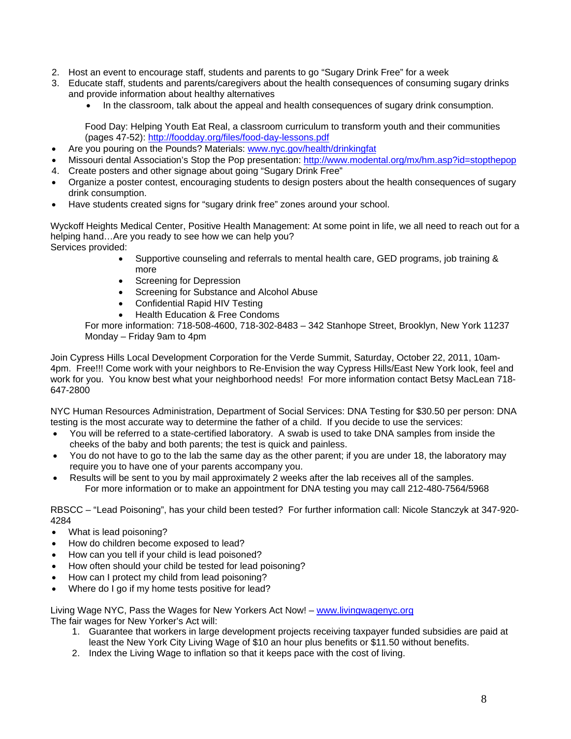2. Host an event to encourage staff, students and parents to go "Sugary Drink Free" for a week
3. Educate staff, students and parents/caregivers about the health consequences of consuming sugary drinks and provide information about healthy alternatives
    - In the classroom, talk about the appeal and health consequences of sugary drink consumption.

    Food Day: Helping Youth Eat Real, a classroom curriculum to transform youth and their communities (pages 47-52): [http://foodday.org/files/food-day-lessons.pdf](http://foodday.org/files/food-day-lessons.pdf)

- Are you pouring on the Pounds? Materials: [www.nyc.gov/health/drinkingfat](http://www.nyc.gov/health/drinkingfat)
- Missouri dental Association's Stop the Pop presentation: [http://www.modental.org/mx/hm.asp?id=stopthepop](http://www.modental.org/mx/hm.asp?id=stopthepop)

4. Create posters and other signage about going "Sugary Drink Free"

- Organize a poster contest, encouraging students to design posters about the health consequences of sugary drink consumption.
- Have students created signs for "sugary drink free" zones around your school.

Wyckoff Heights Medical Center, Positive Health Management: At some point in life, we all need to reach out for a helping hand…Are you ready to see how we can help you?
Services provided:

- Supportive counseling and referrals to mental health care, GED programs, job training & more
- Screening for Depression
- Screening for Substance and Alcohol Abuse
- Confidential Rapid HIV Testing
- Health Education & Free Condoms

For more information: 718-508-4600, 718-302-8483 – 342 Stanhope Street, Brooklyn, New York 11237
Monday – Friday 9am to 4pm

Join Cypress Hills Local Development Corporation for the Verde Summit, Saturday, October 22, 2011, 10am-4pm. Free!!! Come work with your neighbors to Re-Envision the way Cypress Hills/East New York look, feel and work for you. You know best what your neighborhood needs! For more information contact Betsy MacLean 718-647-2800

NYC Human Resources Administration, Department of Social Services: DNA Testing for $30.50 per person: DNA testing is the most accurate way to determine the father of a child. If you decide to use the services:

- You will be referred to a state-certified laboratory. A swab is used to take DNA samples from inside the cheeks of the baby and both parents; the test is quick and painless.
- You do not have to go to the lab the same day as the other parent; if you are under 18, the laboratory may require you to have one of your parents accompany you.
- Results will be sent to you by mail approximately 2 weeks after the lab receives all of the samples.

For more information or to make an appointment for DNA testing you may call 212-480-7564/5968

RBSCC – "Lead Poisoning", has your child been tested? For further information call: Nicole Stanczyk at 347-920-4284

- What is lead poisoning?
- How do children become exposed to lead?
- How can you tell if your child is lead poisoned?
- How often should your child be tested for lead poisoning?
- How can I protect my child from lead poisoning?
- Where do I go if my home tests positive for lead?

Living Wage NYC, Pass the Wages for New Yorkers Act Now! – [www.livingwagenyc.org](http://www.livingwagenyc.org)
The fair wages for New Yorker's Act will:

1. Guarantee that workers in large development projects receiving taxpayer funded subsidies are paid at least the New York City Living Wage of $10 an hour plus benefits or $11.50 without benefits.
2. Index the Living Wage to inflation so that it keeps pace with the cost of living.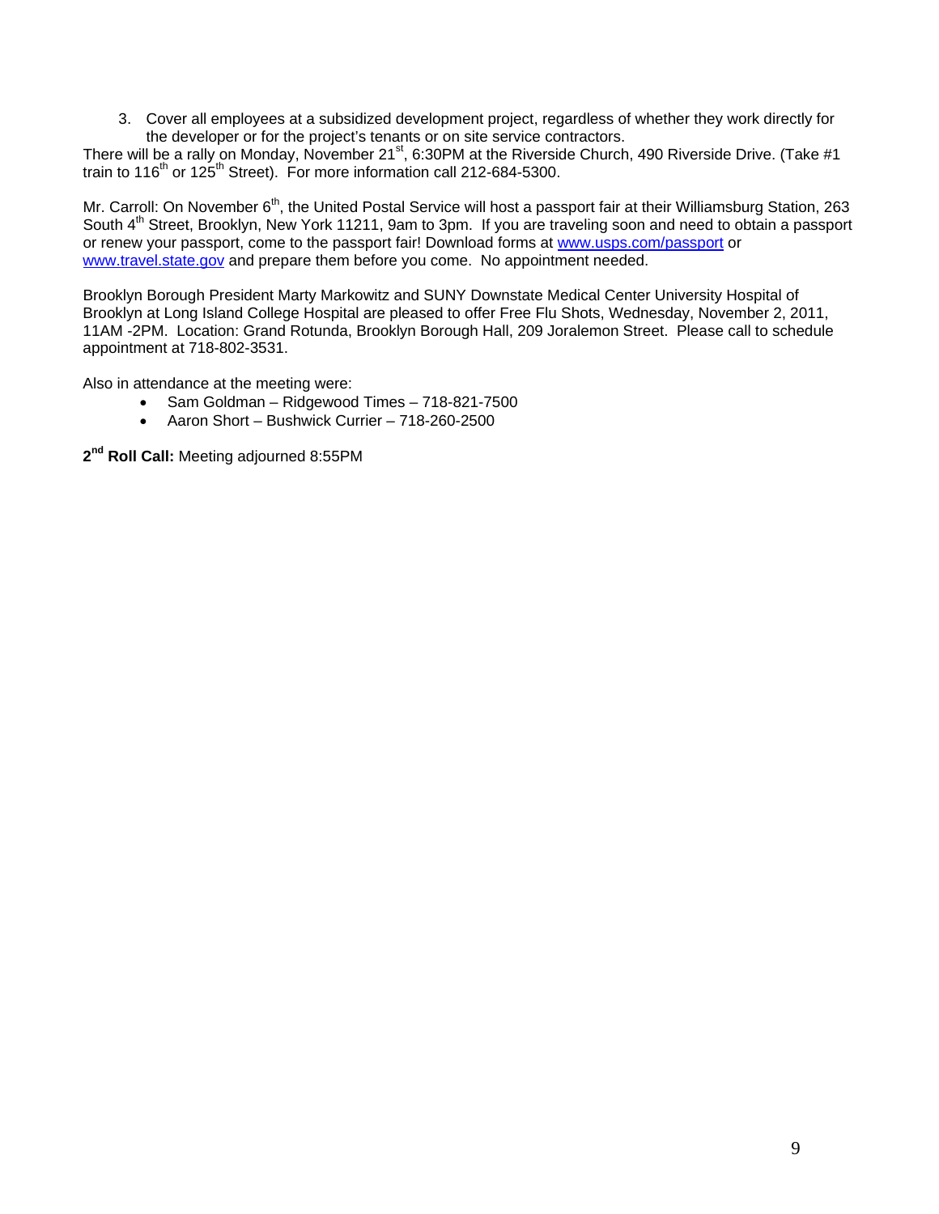3. Cover all employees at a subsidized development project, regardless of whether they work directly for the developer or for the project's tenants or on site service contractors.

There will be a rally on Monday, November 21st, 6:30PM at the Riverside Church, 490 Riverside Drive. (Take #1 train to 116th or 125th Street). For more information call 212-684-5300.

Mr. Carroll: On November 6th, the United Postal Service will host a passport fair at their Williamsburg Station, 263 South 4th Street, Brooklyn, New York 11211, 9am to 3pm. If you are traveling soon and need to obtain a passport or renew your passport, come to the passport fair! Download forms at [www.usps.com/passport](www.usps.com/passport) or [www.travel.state.gov](www.travel.state.gov) and prepare them before you come. No appointment needed.

Brooklyn Borough President Marty Markowitz and SUNY Downstate Medical Center University Hospital of Brooklyn at Long Island College Hospital are pleased to offer Free Flu Shots, Wednesday, November 2, 2011, 11AM -2PM. Location: Grand Rotunda, Brooklyn Borough Hall, 209 Joralemon Street. Please call to schedule appointment at 718-802-3531.

Also in attendance at the meeting were:

- Sam Goldman – Ridgewood Times – 718-821-7500
- Aaron Short – Bushwick Currier – 718-260-2500

**2nd Roll Call:** Meeting adjourned 8:55PM